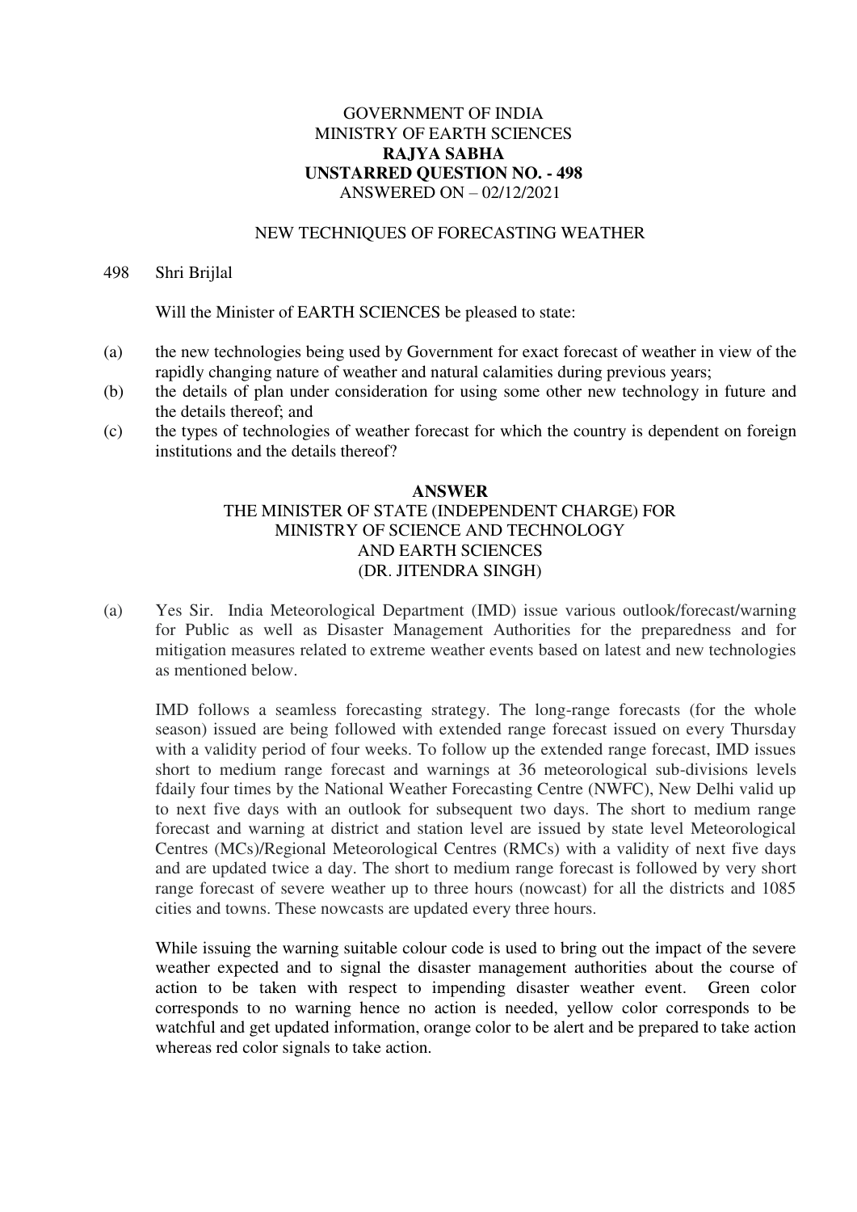GOVERNMENT OF INDIA
MINISTRY OF EARTH SCIENCES
**RAJYA SABHA**
**UNSTARRED QUESTION NO. - 498**
ANSWERED ON – 02/12/2021

NEW TECHNIQUES OF FORECASTING WEATHER

498 Shri Brijlal

Will the Minister of EARTH SCIENCES be pleased to state:

(a) the new technologies being used by Government for exact forecast of weather in view of the rapidly changing nature of weather and natural calamities during previous years;

(b) the details of plan under consideration for using some other new technology in future and the details thereof; and

(c) the types of technologies of weather forecast for which the country is dependent on foreign institutions and the details thereof?

**ANSWER**

THE MINISTER OF STATE (INDEPENDENT CHARGE) FOR
MINISTRY OF SCIENCE AND TECHNOLOGY
AND EARTH SCIENCES
(DR. JITENDRA SINGH)

(a) Yes Sir. India Meteorological Department (IMD) issue various outlook/forecast/warning for Public as well as Disaster Management Authorities for the preparedness and for mitigation measures related to extreme weather events based on latest and new technologies as mentioned below.

IMD follows a seamless forecasting strategy. The long-range forecasts (for the whole season) issued are being followed with extended range forecast issued on every Thursday with a validity period of four weeks. To follow up the extended range forecast, IMD issues short to medium range forecast and warnings at 36 meteorological sub-divisions levels fdaily four times by the National Weather Forecasting Centre (NWFC), New Delhi valid up to next five days with an outlook for subsequent two days. The short to medium range forecast and warning at district and station level are issued by state level Meteorological Centres (MCs)/Regional Meteorological Centres (RMCs) with a validity of next five days and are updated twice a day. The short to medium range forecast is followed by very short range forecast of severe weather up to three hours (nowcast) for all the districts and 1085 cities and towns. These nowcasts are updated every three hours.

While issuing the warning suitable colour code is used to bring out the impact of the severe weather expected and to signal the disaster management authorities about the course of action to be taken with respect to impending disaster weather event. Green color corresponds to no warning hence no action is needed, yellow color corresponds to be watchful and get updated information, orange color to be alert and be prepared to take action whereas red color signals to take action.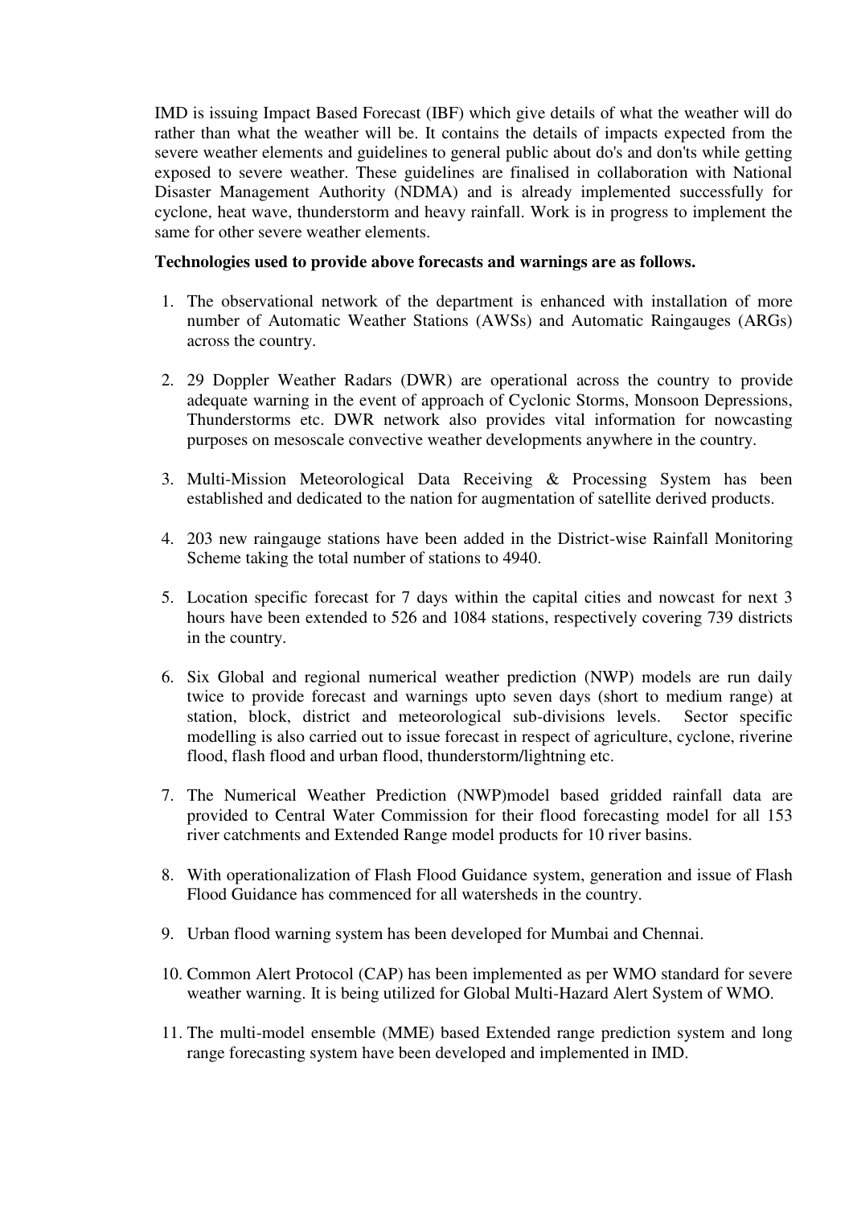IMD is issuing Impact Based Forecast (IBF) which give details of what the weather will do rather than what the weather will be. It contains the details of impacts expected from the severe weather elements and guidelines to general public about do's and don'ts while getting exposed to severe weather. These guidelines are finalised in collaboration with National Disaster Management Authority (NDMA) and is already implemented successfully for cyclone, heat wave, thunderstorm and heavy rainfall. Work is in progress to implement the same for other severe weather elements.

**Technologies used to provide above forecasts and warnings are as follows.**

1. The observational network of the department is enhanced with installation of more number of Automatic Weather Stations (AWSs) and Automatic Raingauges (ARGs) across the country.

2. 29 Doppler Weather Radars (DWR) are operational across the country to provide adequate warning in the event of approach of Cyclonic Storms, Monsoon Depressions, Thunderstorms etc. DWR network also provides vital information for nowcasting purposes on mesoscale convective weather developments anywhere in the country.

3. Multi-Mission Meteorological Data Receiving & Processing System has been established and dedicated to the nation for augmentation of satellite derived products.

4. 203 new raingauge stations have been added in the District-wise Rainfall Monitoring Scheme taking the total number of stations to 4940.

5. Location specific forecast for 7 days within the capital cities and nowcast for next 3 hours have been extended to 526 and 1084 stations, respectively covering 739 districts in the country.

6. Six Global and regional numerical weather prediction (NWP) models are run daily twice to provide forecast and warnings upto seven days (short to medium range) at station, block, district and meteorological sub-divisions levels. Sector specific modelling is also carried out to issue forecast in respect of agriculture, cyclone, riverine flood, flash flood and urban flood, thunderstorm/lightning etc.

7. The Numerical Weather Prediction (NWP)model based gridded rainfall data are provided to Central Water Commission for their flood forecasting model for all 153 river catchments and Extended Range model products for 10 river basins.

8. With operationalization of Flash Flood Guidance system, generation and issue of Flash Flood Guidance has commenced for all watersheds in the country.

9. Urban flood warning system has been developed for Mumbai and Chennai.

10. Common Alert Protocol (CAP) has been implemented as per WMO standard for severe weather warning. It is being utilized for Global Multi-Hazard Alert System of WMO.

11. The multi-model ensemble (MME) based Extended range prediction system and long range forecasting system have been developed and implemented in IMD.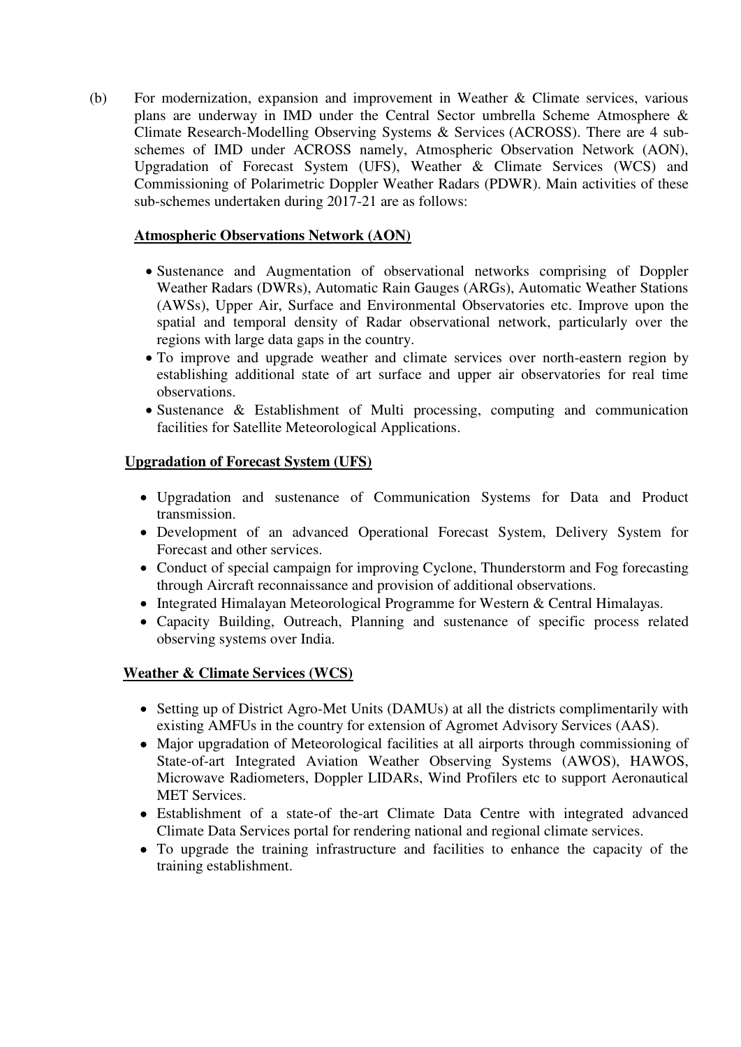(b) For modernization, expansion and improvement in Weather & Climate services, various plans are underway in IMD under the Central Sector umbrella Scheme Atmosphere & Climate Research-Modelling Observing Systems & Services (ACROSS). There are 4 sub-schemes of IMD under ACROSS namely, Atmospheric Observation Network (AON), Upgradation of Forecast System (UFS), Weather & Climate Services (WCS) and Commissioning of Polarimetric Doppler Weather Radars (PDWR). Main activities of these sub-schemes undertaken during 2017-21 are as follows:

**Atmospheric Observations Network (AON)**

- Sustenance and Augmentation of observational networks comprising of Doppler Weather Radars (DWRs), Automatic Rain Gauges (ARGs), Automatic Weather Stations (AWSs), Upper Air, Surface and Environmental Observatories etc. Improve upon the spatial and temporal density of Radar observational network, particularly over the regions with large data gaps in the country.
- To improve and upgrade weather and climate services over north-eastern region by establishing additional state of art surface and upper air observatories for real time observations.
- Sustenance & Establishment of Multi processing, computing and communication facilities for Satellite Meteorological Applications.

**Upgradation of Forecast System (UFS)**

- Upgradation and sustenance of Communication Systems for Data and Product transmission.
- Development of an advanced Operational Forecast System, Delivery System for Forecast and other services.
- Conduct of special campaign for improving Cyclone, Thunderstorm and Fog forecasting through Aircraft reconnaissance and provision of additional observations.
- Integrated Himalayan Meteorological Programme for Western & Central Himalayas.
- Capacity Building, Outreach, Planning and sustenance of specific process related observing systems over India.

**Weather & Climate Services (WCS)**

- Setting up of District Agro-Met Units (DAMUs) at all the districts complimentarily with existing AMFUs in the country for extension of Agromet Advisory Services (AAS).
- Major upgradation of Meteorological facilities at all airports through commissioning of State-of-art Integrated Aviation Weather Observing Systems (AWOS), HAWOS, Microwave Radiometers, Doppler LIDARs, Wind Profilers etc to support Aeronautical MET Services.
- Establishment of a state-of the-art Climate Data Centre with integrated advanced Climate Data Services portal for rendering national and regional climate services.
- To upgrade the training infrastructure and facilities to enhance the capacity of the training establishment.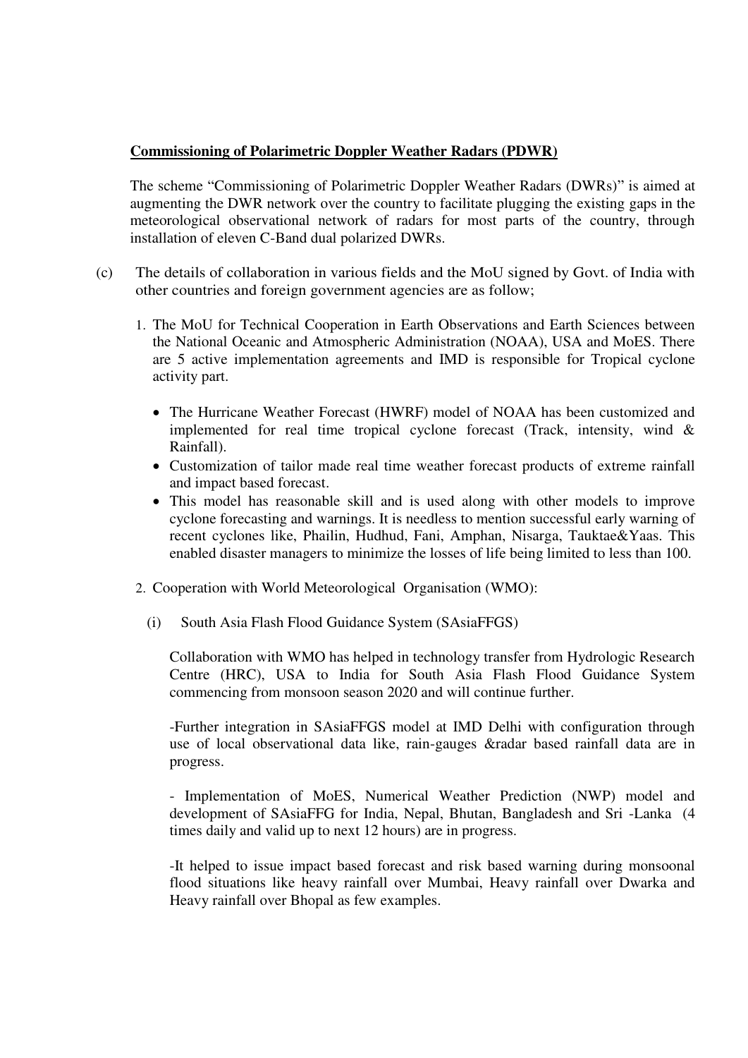**Commissioning of Polarimetric Doppler Weather Radars (PDWR)**

The scheme "Commissioning of Polarimetric Doppler Weather Radars (DWRs)" is aimed at augmenting the DWR network over the country to facilitate plugging the existing gaps in the meteorological observational network of radars for most parts of the country, through installation of eleven C-Band dual polarized DWRs.

(c) The details of collaboration in various fields and the MoU signed by Govt. of India with other countries and foreign government agencies are as follow;

1. The MoU for Technical Cooperation in Earth Observations and Earth Sciences between the National Oceanic and Atmospheric Administration (NOAA), USA and MoES. There are 5 active implementation agreements and IMD is responsible for Tropical cyclone activity part.

   - The Hurricane Weather Forecast (HWRF) model of NOAA has been customized and implemented for real time tropical cyclone forecast (Track, intensity, wind & Rainfall).
   - Customization of tailor made real time weather forecast products of extreme rainfall and impact based forecast.
   - This model has reasonable skill and is used along with other models to improve cyclone forecasting and warnings. It is needless to mention successful early warning of recent cyclones like, Phailin, Hudhud, Fani, Amphan, Nisarga, Tauktae&Yaas. This enabled disaster managers to minimize the losses of life being limited to less than 100.

2. Cooperation with World Meteorological Organisation (WMO):

   (i) South Asia Flash Flood Guidance System (SAsiaFFGS)

   Collaboration with WMO has helped in technology transfer from Hydrologic Research Centre (HRC), USA to India for South Asia Flash Flood Guidance System commencing from monsoon season 2020 and will continue further.

   -Further integration in SAsiaFFGS model at IMD Delhi with configuration through use of local observational data like, rain-gauges &radar based rainfall data are in progress.

   - Implementation of MoES, Numerical Weather Prediction (NWP) model and development of SAsiaFFG for India, Nepal, Bhutan, Bangladesh and Sri -Lanka (4 times daily and valid up to next 12 hours) are in progress.

   -It helped to issue impact based forecast and risk based warning during monsoonal flood situations like heavy rainfall over Mumbai, Heavy rainfall over Dwarka and Heavy rainfall over Bhopal as few examples.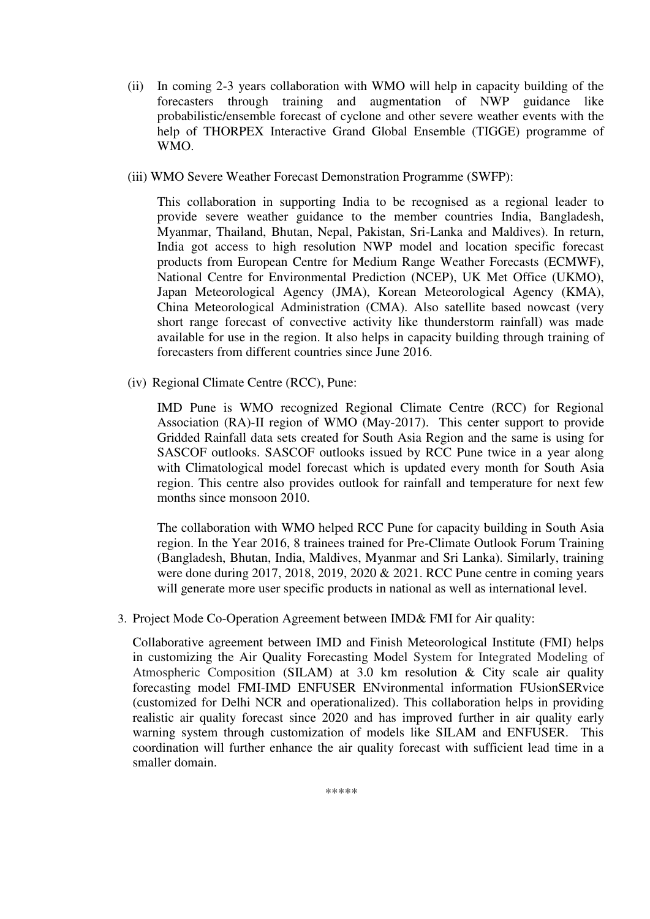(ii) In coming 2-3 years collaboration with WMO will help in capacity building of the forecasters through training and augmentation of NWP guidance like probabilistic/ensemble forecast of cyclone and other severe weather events with the help of THORPEX Interactive Grand Global Ensemble (TIGGE) programme of WMO.

(iii) WMO Severe Weather Forecast Demonstration Programme (SWFP):

This collaboration in supporting India to be recognised as a regional leader to provide severe weather guidance to the member countries India, Bangladesh, Myanmar, Thailand, Bhutan, Nepal, Pakistan, Sri-Lanka and Maldives). In return, India got access to high resolution NWP model and location specific forecast products from European Centre for Medium Range Weather Forecasts (ECMWF), National Centre for Environmental Prediction (NCEP), UK Met Office (UKMO), Japan Meteorological Agency (JMA), Korean Meteorological Agency (KMA), China Meteorological Administration (CMA). Also satellite based nowcast (very short range forecast of convective activity like thunderstorm rainfall) was made available for use in the region. It also helps in capacity building through training of forecasters from different countries since June 2016.

(iv) Regional Climate Centre (RCC), Pune:

IMD Pune is WMO recognized Regional Climate Centre (RCC) for Regional Association (RA)-II region of WMO (May-2017). This center support to provide Gridded Rainfall data sets created for South Asia Region and the same is using for SASCOF outlooks. SASCOF outlooks issued by RCC Pune twice in a year along with Climatological model forecast which is updated every month for South Asia region. This centre also provides outlook for rainfall and temperature for next few months since monsoon 2010.

The collaboration with WMO helped RCC Pune for capacity building in South Asia region. In the Year 2016, 8 trainees trained for Pre-Climate Outlook Forum Training (Bangladesh, Bhutan, India, Maldives, Myanmar and Sri Lanka). Similarly, training were done during 2017, 2018, 2019, 2020 & 2021. RCC Pune centre in coming years will generate more user specific products in national as well as international level.

3. Project Mode Co-Operation Agreement between IMD& FMI for Air quality:

Collaborative agreement between IMD and Finish Meteorological Institute (FMI) helps in customizing the Air Quality Forecasting Model System for Integrated Modeling of Atmospheric Composition (SILAM) at 3.0 km resolution & City scale air quality forecasting model FMI-IMD ENFUSER ENvironmental information FUsionSERvice (customized for Delhi NCR and operationalized). This collaboration helps in providing realistic air quality forecast since 2020 and has improved further in air quality early warning system through customization of models like SILAM and ENFUSER. This coordination will further enhance the air quality forecast with sufficient lead time in a smaller domain.

*****